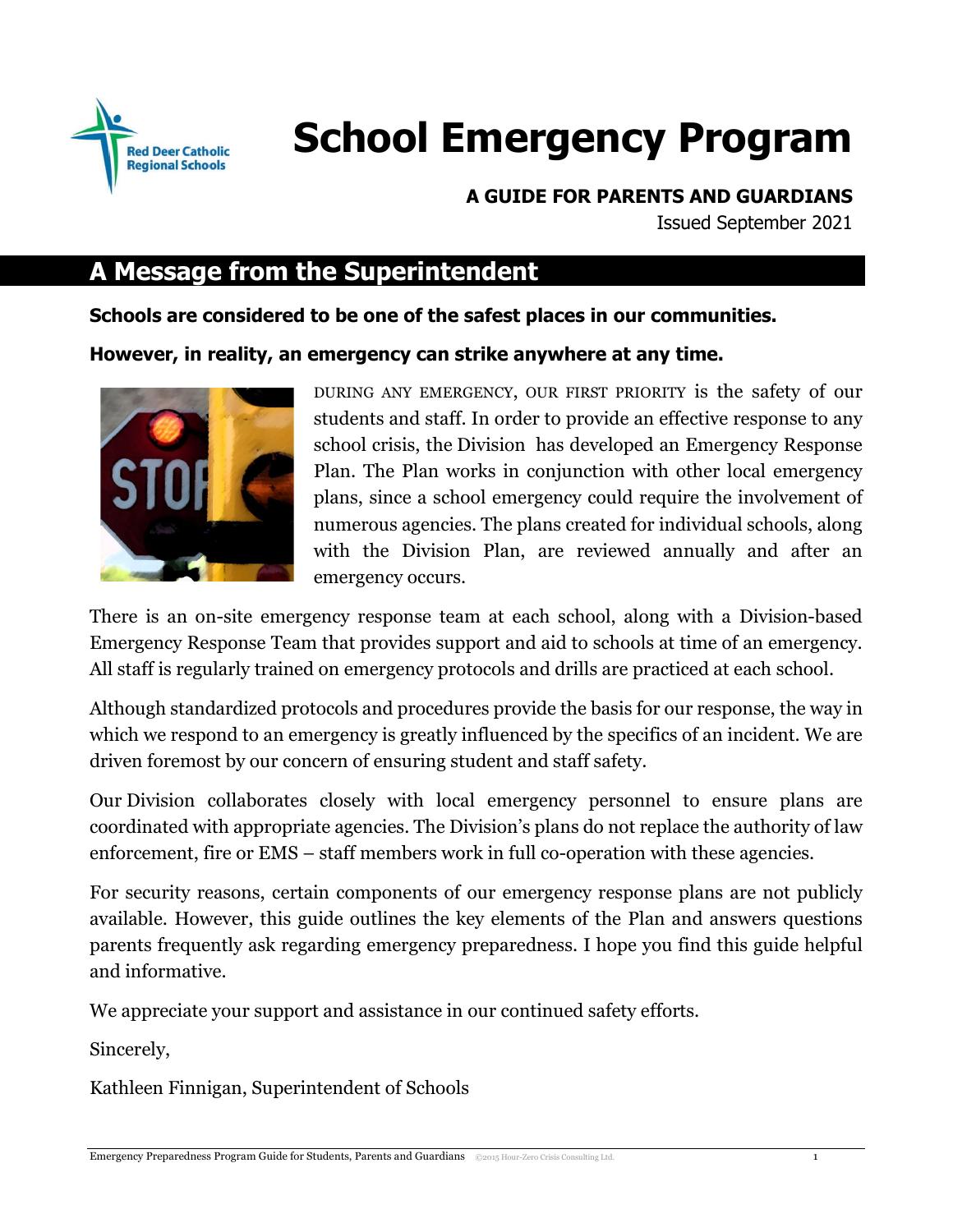Red Deer Catholic Regional Schools

# School Emergency Program

**A GUIDE FOR PARENTS AND GUARDIANS**

Issued September 2021

## A Message from the Superintendent

**Schools are considered to be one of the safest places in our communities.**

**However, in reality, an emergency can strike anywhere at any time.**

DURING ANY EMERGENCY, OUR FIRST PRIORITY is the safety of our students and staff. In order to provide an effective response to any school crisis, the Division has developed an Emergency Response Plan. The Plan works in conjunction with other local emergency plans, since a school emergency could require the involvement of numerous agencies. The plans created for individual schools, along with the Division Plan, are reviewed annually and after an emergency occurs.

There is an on-site emergency response team at each school, along with a Division-based Emergency Response Team that provides support and aid to schools at time of an emergency. All staff is regularly trained on emergency protocols and drills are practiced at each school.

Although standardized protocols and procedures provide the basis for our response, the way in which we respond to an emergency is greatly influenced by the specifics of an incident. We are driven foremost by our concern of ensuring student and staff safety.

Our Division collaborates closely with local emergency personnel to ensure plans are coordinated with appropriate agencies. The Division's plans do not replace the authority of law enforcement, fire or EMS – staff members work in full co-operation with these agencies.

For security reasons, certain components of our emergency response plans are not publicly available. However, this guide outlines the key elements of the Plan and answers questions parents frequently ask regarding emergency preparedness. I hope you find this guide helpful and informative.

We appreciate your support and assistance in our continued safety efforts.

Sincerely,

Kathleen Finnigan, Superintendent of Schools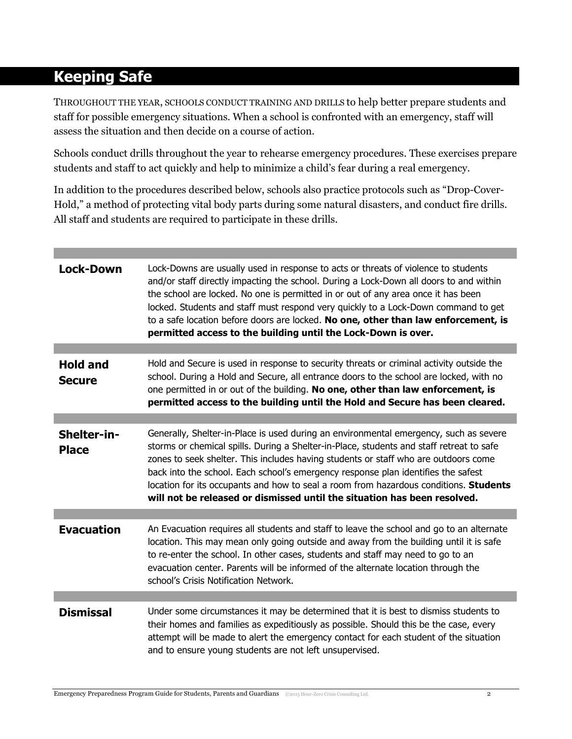## Keeping Safe

THROUGHOUT THE YEAR, SCHOOLS CONDUCT TRAINING AND DRILLS to help better prepare students and staff for possible emergency situations. When a school is confronted with an emergency, staff will assess the situation and then decide on a course of action.

Schools conduct drills throughout the year to rehearse emergency procedures. These exercises prepare students and staff to act quickly and help to minimize a child's fear during a real emergency.

In addition to the procedures described below, schools also practice protocols such as "Drop-Cover-Hold," a method of protecting vital body parts during some natural disasters, and conduct fire drills. All staff and students are required to participate in these drills.

| | |
|---|---|
| **Lock-Down** | Lock-Downs are usually used in response to acts or threats of violence to students and/or staff directly impacting the school. During a Lock-Down all doors to and within the school are locked. No one is permitted in or out of any area once it has been locked. Students and staff must respond very quickly to a Lock-Down command to get to a safe location before doors are locked. **No one, other than law enforcement, is permitted access to the building until the Lock-Down is over.** |
| **Hold and Secure** | Hold and Secure is used in response to security threats or criminal activity outside the school. During a Hold and Secure, all entrance doors to the school are locked, with no one permitted in or out of the building. **No one, other than law enforcement, is permitted access to the building until the Hold and Secure has been cleared.** |
| **Shelter-in-Place** | Generally, Shelter-in-Place is used during an environmental emergency, such as severe storms or chemical spills. During a Shelter-in-Place, students and staff retreat to safe zones to seek shelter. This includes having students or staff who are outdoors come back into the school. Each school's emergency response plan identifies the safest location for its occupants and how to seal a room from hazardous conditions. **Students will not be released or dismissed until the situation has been resolved.** |
| **Evacuation** | An Evacuation requires all students and staff to leave the school and go to an alternate location. This may mean only going outside and away from the building until it is safe to re-enter the school. In other cases, students and staff may need to go to an evacuation center. Parents will be informed of the alternate location through the school's Crisis Notification Network. |
| **Dismissal** | Under some circumstances it may be determined that it is best to dismiss students to their homes and families as expeditiously as possible. Should this be the case, every attempt will be made to alert the emergency contact for each student of the situation and to ensure young students are not left unsupervised. |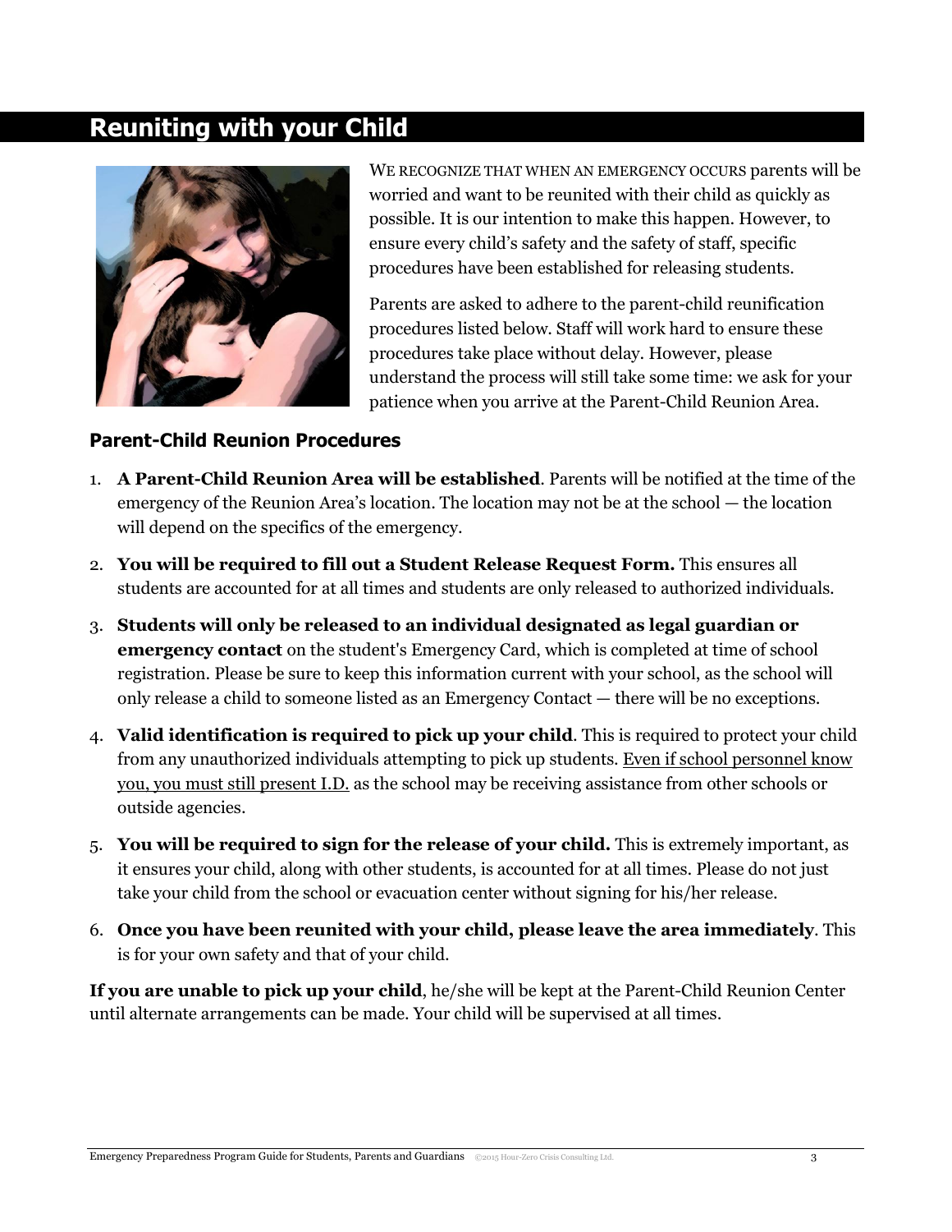## Reuniting with your Child

WE RECOGNIZE THAT WHEN AN EMERGENCY OCCURS parents will be worried and want to be reunited with their child as quickly as possible. It is our intention to make this happen. However, to ensure every child's safety and the safety of staff, specific procedures have been established for releasing students.

Parents are asked to adhere to the parent-child reunification procedures listed below. Staff will work hard to ensure these procedures take place without delay. However, please understand the process will still take some time: we ask for your patience when you arrive at the Parent-Child Reunion Area.

### Parent-Child Reunion Procedures

1. **A Parent-Child Reunion Area will be established**. Parents will be notified at the time of the emergency of the Reunion Area's location. The location may not be at the school — the location will depend on the specifics of the emergency.
2. **You will be required to fill out a Student Release Request Form.** This ensures all students are accounted for at all times and students are only released to authorized individuals.
3. **Students will only be released to an individual designated as legal guardian or emergency contact** on the student's Emergency Card, which is completed at time of school registration. Please be sure to keep this information current with your school, as the school will only release a child to someone listed as an Emergency Contact — there will be no exceptions.
4. **Valid identification is required to pick up your child**. This is required to protect your child from any unauthorized individuals attempting to pick up students. <u>Even if school personnel know you, you must still present I.D.</u> as the school may be receiving assistance from other schools or outside agencies.
5. **You will be required to sign for the release of your child.** This is extremely important, as it ensures your child, along with other students, is accounted for at all times. Please do not just take your child from the school or evacuation center without signing for his/her release.
6. **Once you have been reunited with your child, please leave the area immediately**. This is for your own safety and that of your child.

**If you are unable to pick up your child**, he/she will be kept at the Parent-Child Reunion Center until alternate arrangements can be made. Your child will be supervised at all times.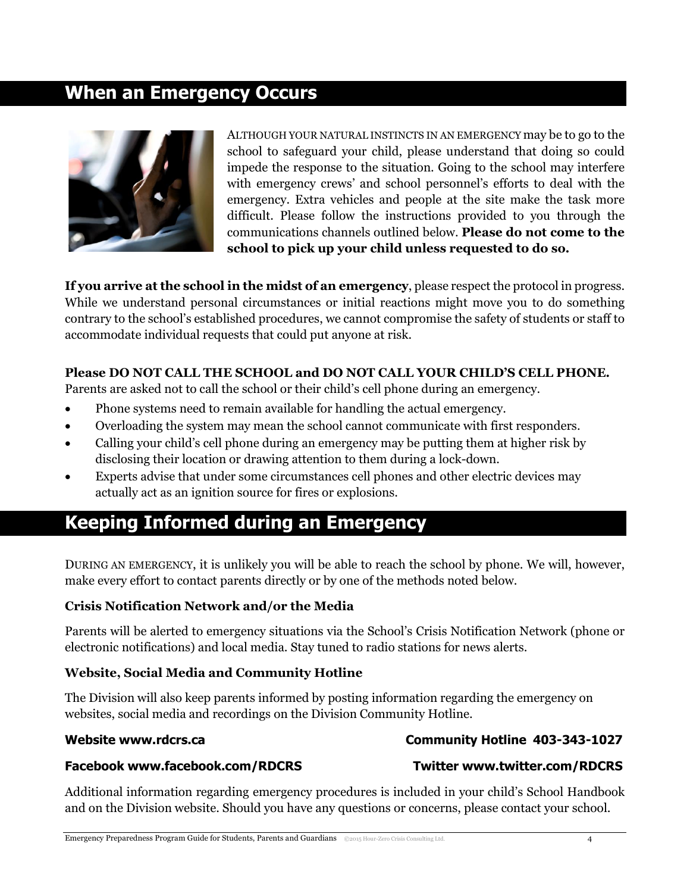## When an Emergency Occurs

ALTHOUGH YOUR NATURAL INSTINCTS IN AN EMERGENCY may be to go to the school to safeguard your child, please understand that doing so could impede the response to the situation. Going to the school may interfere with emergency crews' and school personnel's efforts to deal with the emergency. Extra vehicles and people at the site make the task more difficult. Please follow the instructions provided to you through the communications channels outlined below. **Please do not come to the school to pick up your child unless requested to do so.**

**If you arrive at the school in the midst of an emergency**, please respect the protocol in progress. While we understand personal circumstances or initial reactions might move you to do something contrary to the school's established procedures, we cannot compromise the safety of students or staff to accommodate individual requests that could put anyone at risk.

**Please DO NOT CALL THE SCHOOL and DO NOT CALL YOUR CHILD'S CELL PHONE.**
Parents are asked not to call the school or their child's cell phone during an emergency.

- Phone systems need to remain available for handling the actual emergency.
- Overloading the system may mean the school cannot communicate with first responders.
- Calling your child's cell phone during an emergency may be putting them at higher risk by disclosing their location or drawing attention to them during a lock-down.
- Experts advise that under some circumstances cell phones and other electric devices may actually act as an ignition source for fires or explosions.

## Keeping Informed during an Emergency

DURING AN EMERGENCY, it is unlikely you will be able to reach the school by phone. We will, however, make every effort to contact parents directly or by one of the methods noted below.

### Crisis Notification Network and/or the Media

Parents will be alerted to emergency situations via the School's Crisis Notification Network (phone or electronic notifications) and local media. Stay tuned to radio stations for news alerts.

### Website, Social Media and Community Hotline

The Division will also keep parents informed by posting information regarding the emergency on websites, social media and recordings on the Division Community Hotline.

**Website www.rdcrs.ca**

**Community Hotline 403-343-1027**

**Facebook www.facebook.com/RDCRS**

**Twitter www.twitter.com/RDCRS**

Additional information regarding emergency procedures is included in your child's School Handbook and on the Division website. Should you have any questions or concerns, please contact your school.